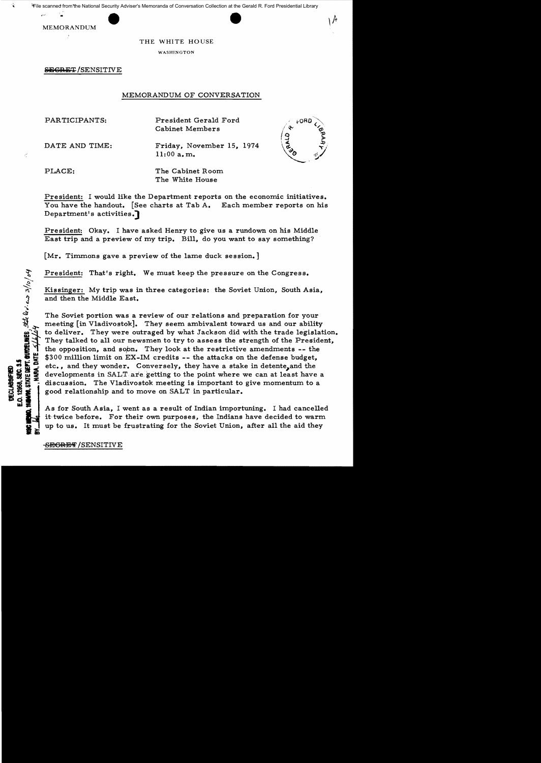File scanned from the National Security Adviser's Memoranda of Conversation Collection at the Gerald R. Ford Presidential Library

MEMORANDUM

THE WHITE HOUSE

WASHINGTON

~~SECRET~~/SENSITIVE

## MEMORANDUM OF CONVERSATION

PARTICIPANTS: President Gerald Ford
Cabinet Members

DATE AND TIME: Friday, November 15, 1974
11:00 a.m.

PLACE: The Cabinet Room
The White House

President: I would like the Department reports on the economic initiatives. You have the handout. [See charts at Tab A. Each member reports on his Department's activities.]

President: Okay. I have asked Henry to give us a rundown on his Middle East trip and a preview of my trip. Bill, do you want to say something?

[Mr. Timmons gave a preview of the lame duck session.]

President: That's right. We must keep the pressure on the Congress.

Kissinger: My trip was in three categories: the Soviet Union, South Asia, and then the Middle East.

The Soviet portion was a review of our relations and preparation for your meeting [in Vladivostok]. They seem ambivalent toward us and our ability to deliver. They were outraged by what Jackson did with the trade legislation. They talked to all our newsmen to try to assess the strength of the President, the opposition, and so on. They look at the restrictive amendments -- the $300 million limit on EX-IM credits -- the attacks on the defense budget, etc., and they wonder. Conversely, they have a stake in detente, and the developments in SALT are getting to the point where we can at least have a discussion. The Vladivostok meeting is important to give momentum to a good relationship and to move on SALT in particular.

As for South Asia, I went as a result of Indian importuning. I had cancelled it twice before. For their own purposes, the Indians have decided to warm up to us. It must be frustrating for the Soviet Union, after all the aid they

DECLASSIFIED
E.O. 12958, SEC. 3.5
NSC MEMO, 11/24/98, STATE DEPT. GUIDELINES State Rev. 3/10/04
BY ___, NARA, DATE 5/4/04

~~SECRET~~/SENSITIVE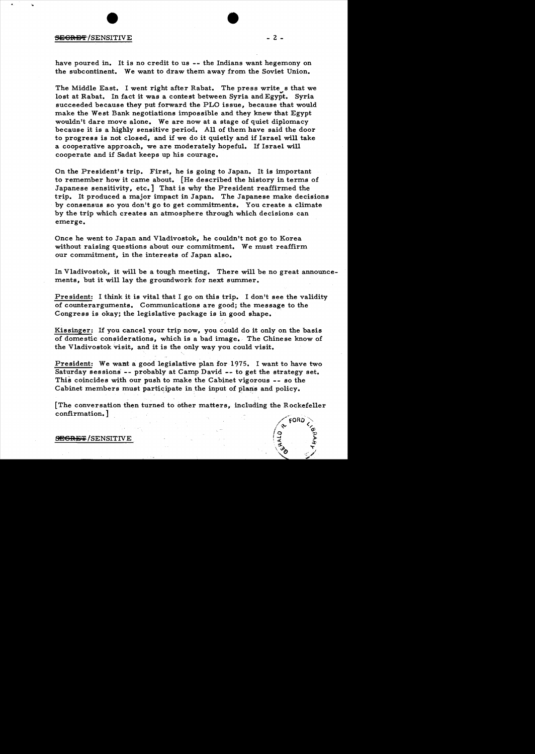have poured in. It is no credit to us -- the Indians want hegemony on the subcontinent. We want to draw them away from the Soviet Union.

The Middle East. I went right after Rabat. The press writes that we lost at Rabat. In fact it was a contest between Syria and Egypt. Syria succeeded because they put forward the PLO issue, because that would make the West Bank negotiations impossible and they knew that Egypt wouldn't dare move alone. We are now at a stage of quiet diplomacy because it is a highly sensitive period. All of them have said the door to progress is not closed, and if we do it quietly and if Israel will take a cooperative approach, we are moderately hopeful. If Israel will cooperate and if Sadat keeps up his courage.

On the President's trip. First, he is going to Japan. It is important to remember how it came about. [He described the history in terms of Japanese sensitivity, etc.] That is why the President reaffirmed the trip. It produced a major impact in Japan. The Japanese make decisions by consensus so you don't go to get commitments. You create a climate by the trip which creates an atmosphere through which decisions can emerge.

Once he went to Japan and Vladivostok, he couldn't not go to Korea without raising questions about our commitment. We must reaffirm our commitment, in the interests of Japan also.

In Vladivostok, it will be a tough meeting. There will be no great announcements, but it will lay the groundwork for next summer.

President: I think it is vital that I go on this trip. I don't see the validity of counterarguments. Communications are good; the message to the Congress is okay; the legislative package is in good shape.

Kissinger: If you cancel your trip now, you could do it only on the basis of domestic considerations, which is a bad image. The Chinese know of the Vladivostok visit, and it is the only way you could visit.

President: We want a good legislative plan for 1975. I want to have two Saturday sessions -- probably at Camp David -- to get the strategy set. This coincides with our push to make the Cabinet vigorous -- so the Cabinet members must participate in the input of plans and policy.

[The conversation then turned to other matters, including the Rockefeller confirmation.]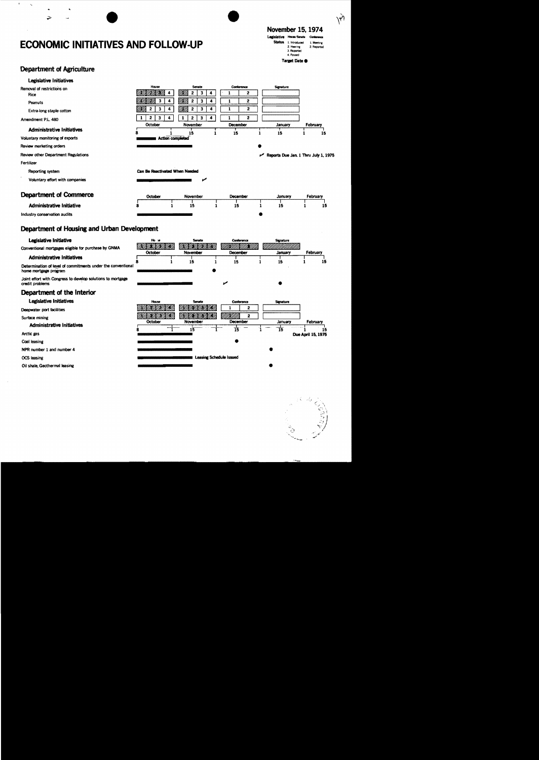# ECONOMIC INITIATIVES AND FOLLOW-UP

**November 15, 1974**

**Legislative Status** — House/Senate: 1. Introduced 2. Hearing 3. Reported 4. Passed — Conference: 1. Meeting 2. Reported

**Target Date ●**

## Department of Agriculture

### Legislative Initiatives

| Initiative | House | Senate | Conference | Signature |
|---|---|---|---|---|
| Removal of restrictions on Rice | 4 | 2 3 4 | 1 2 | |
| Peanuts | 3 4 | 2 3 4 | 1 2 | |
| Extra-long staple cotton | 2 3 4 | 2 3 4 | 1 2 | |
| Amendment P.L. 480 | 1 2 3 4 | 1 2 3 4 | 1 2 | |

Timeline: October 8 — November 1, 15 — December 1, 15 — January 1, 15 — February 1, 15

### Administrative Initiatives

- Voluntary monitoring of exports — Action completed
- Review marketing orders — ●
- Review other Department Regulations — ✓ Reports Due Jan. 1 Thru July 1, 1975
- Fertilizer
  - Reporting system — Can Be Reactivated When Needed
  - Voluntary effort with companies — ✓

## Department of Commerce

Timeline: October 8 — November 1, 15 — December 1, 15 — January 1, 15 — February 1, 15

### Administrative Initiative

- Industry conservation audits — ●

## Department of Housing and Urban Development

### Legislative Initiative

| Initiative | House | Senate | Conference | Signature |
|---|---|---|---|---|
| Conventional mortgages eligible for purchase by GNMA | | | | |

Timeline: October 8 — November 1, 15 — December 1, 15 — January 1, 15 — February 1, 15

### Administrative Initiatives

- Determination of level of commitments under the conventional home mortgage program — ●
- Joint effort with Congress to develop solutions to mortgage credit problems — ✓ ●

## Department of the Interior

### Legislative Initiatives

| Initiative | House | Senate | Conference | Signature |
|---|---|---|---|---|
| Deepwater port facilities | | | 1 2 | |
| Surface mining | | | 2 | |

Timeline: October 8 — November 1, 15 — December 1, 15 — January 1, 15 — February 1, 15

### Administrative Initiatives

- Arctic gas — Due April 15, 1975
- Coal leasing — ●
- NPR number 1 and number 4 — ●
- OCS leasing — Leasing Schedule Issued
- Oil shale, Geothermal leasing — ●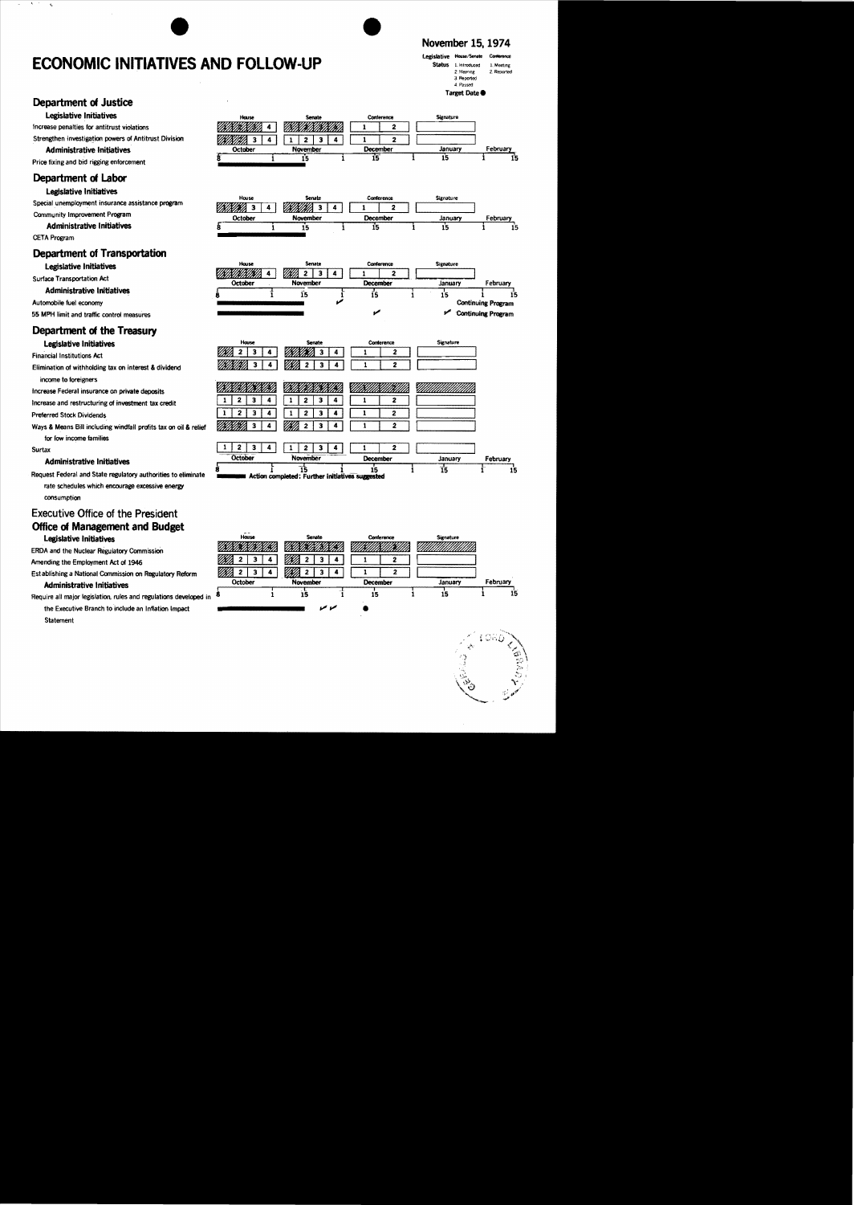# ECONOMIC INITIATIVES AND FOLLOW-UP

**November 15, 1974**

Legislative Status — House/Senate: 1. Introduced, 2. Hearing, 3. Reported, 4. Passed — Conference: 1. Meeting, 2. Reported

Target Date ●

## Department of Justice

### Legislative Initiatives

Increase penalties for antitrust violations

Strengthen investigation powers of Antitrust Division

### Administrative Initiatives

Price fixing and bid rigging enforcement

## Department of Labor

### Legislative Initiatives

Special unemployment insurance assistance program

Community Improvement Program

### Administrative Initiatives

CETA Program

## Department of Transportation

### Legislative Initiatives

Surface Transportation Act

### Administrative Initiatives

Automobile fuel economy — Continuing Program

55 MPH limit and traffic control measures — Continuing Program

## Department of the Treasury

### Legislative Initiatives

Financial Institutions Act

Elimination of withholding tax on interest & dividend income to foreigners

Increase Federal insurance on private deposits

Increase and restructuring of investment tax credit

Preferred Stock Dividends

Ways & Means Bill including windfall profits tax on oil & relief for low income families

Surtax

### Administrative Initiatives

Request Federal and State regulatory authorities to eliminate rate schedules which encourage excessive energy consumption — Action completed; Further initiatives suggested

## Executive Office of the President

### Office of Management and Budget

### Legislative Initiatives

ERDA and the Nuclear Regulatory Commission

Amending the Employment Act of 1946

Establishing a National Commission on Regulatory Reform

### Administrative Initiatives

Require all major legislation, rules and regulations developed in the Executive Branch to include an Inflation Impact Statement

Timeline: October 8 – November 1 – November 15 – December 1 – December 15 – January 1 – January 15 – February 1 – February 15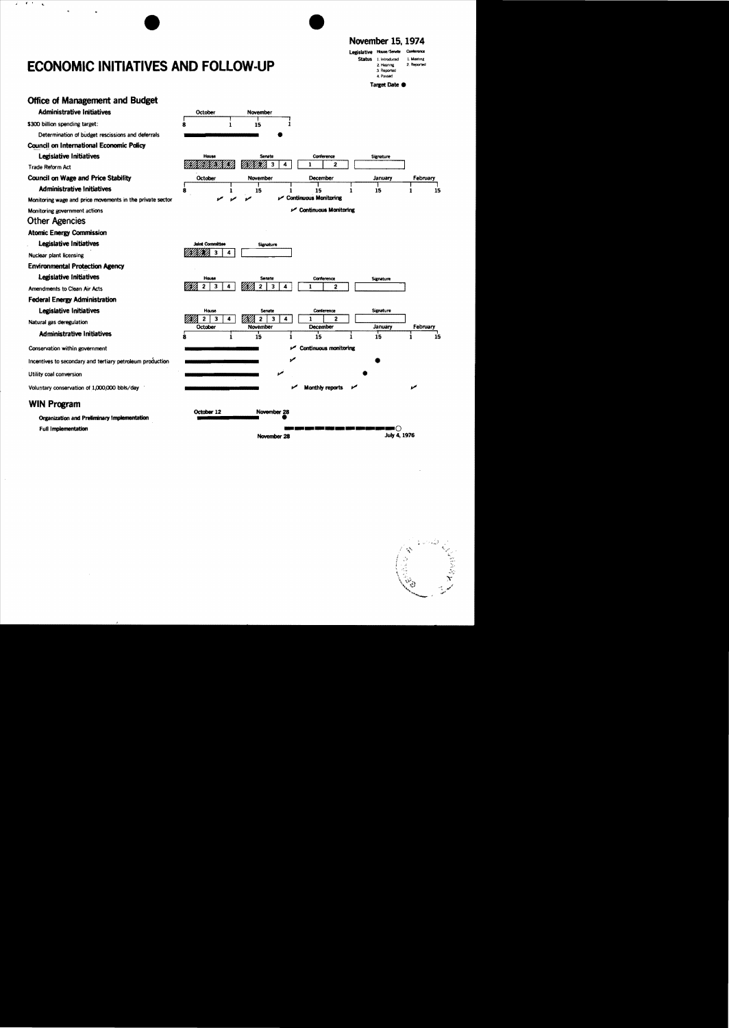# ECONOMIC INITIATIVES AND FOLLOW-UP

**November 15, 1974**

Legislative Status — House/Senate: 1. Introduced, 2. Hearing, 3. Reported, 4. Passed — Conference: 1. Meeting, 2. Reported

Target Date ●

## Office of Management and Budget

**Administrative Initiatives**

| | October 8 | 1 | November 15 | 1 |
|---|---|---|---|---|
| $300 billion spending target: | | | | |
| Determination of budget rescissions and deferrals | ▬▬▬ | ▬▬▬ | ● | |

### Council on International Economic Policy

**Legislative Initiatives**

| | House | Senate | Conference | Signature |
|---|---|---|---|---|
| Trade Reform Act | ▨ | ▨ 3 4 | 1 2 | |

### Council on Wage and Price Stability

**Administrative Initiatives**

| | October 8 | 1 | November 15 | 1 | December 15 | 1 | January 15 | 1 | February 15 |
|---|---|---|---|---|---|---|---|---|---|
| Monitoring wage and price movements in the private sector | ✓ | ✓ | ✓ | ✓ Continuous Monitoring | | | | | |
| Monitoring government actions | | | | ✓ Continuous Monitoring | | | | | |

## Other Agencies

### Atomic Energy Commission

**Legislative Initiatives**

| | Joint Committee | Signature |
|---|---|---|
| Nuclear plant licensing | ▨ 3 4 | |

### Environmental Protection Agency

**Legislative Initiatives**

| | House | Senate | Conference | Signature |
|---|---|---|---|---|
| Amendments to Clean Air Acts | ▨ 2 3 4 | ▨ 2 3 4 | 1 2 | |

### Federal Energy Administration

**Legislative Initiatives**

| | House | Senate | Conference | Signature |
|---|---|---|---|---|
| Natural gas deregulation | ▨ 2 3 4 | ▨ 2 3 4 | 1 2 | |

**Administrative Initiatives**

| | October 8 | 1 | November 15 | 1 | December 15 | 1 | January 15 | 1 | February 15 |
|---|---|---|---|---|---|---|---|---|---|
| Conservation within government | ▬▬▬ | ▬▬▬ | ▬▬▬ | ✓ Continuous monitoring | | | | | |
| Incentives to secondary and tertiary petroleum production | ▬▬▬ | ▬▬▬ | ▬▬▬ | ✓ | | | ● | | |
| Utility coal conversion | ▬▬▬ | ▬▬▬ | ▬▬▬ ✓ | | | ● | | | |
| Voluntary conservation of 1,000,000 bbls/day | ▬▬▬ | ▬▬▬ | ▬▬▬ | ✓ Monthly reports | ✓ | | | ✓ | |

## WIN Program

| | |
|---|---|
| Organization and Preliminary Implementation | October 12 ▬▬▬ November 28 ● |
| Full Implementation | November 28 ▬ ▬ ▬ ▬ ▬ ○ July 4, 1976 |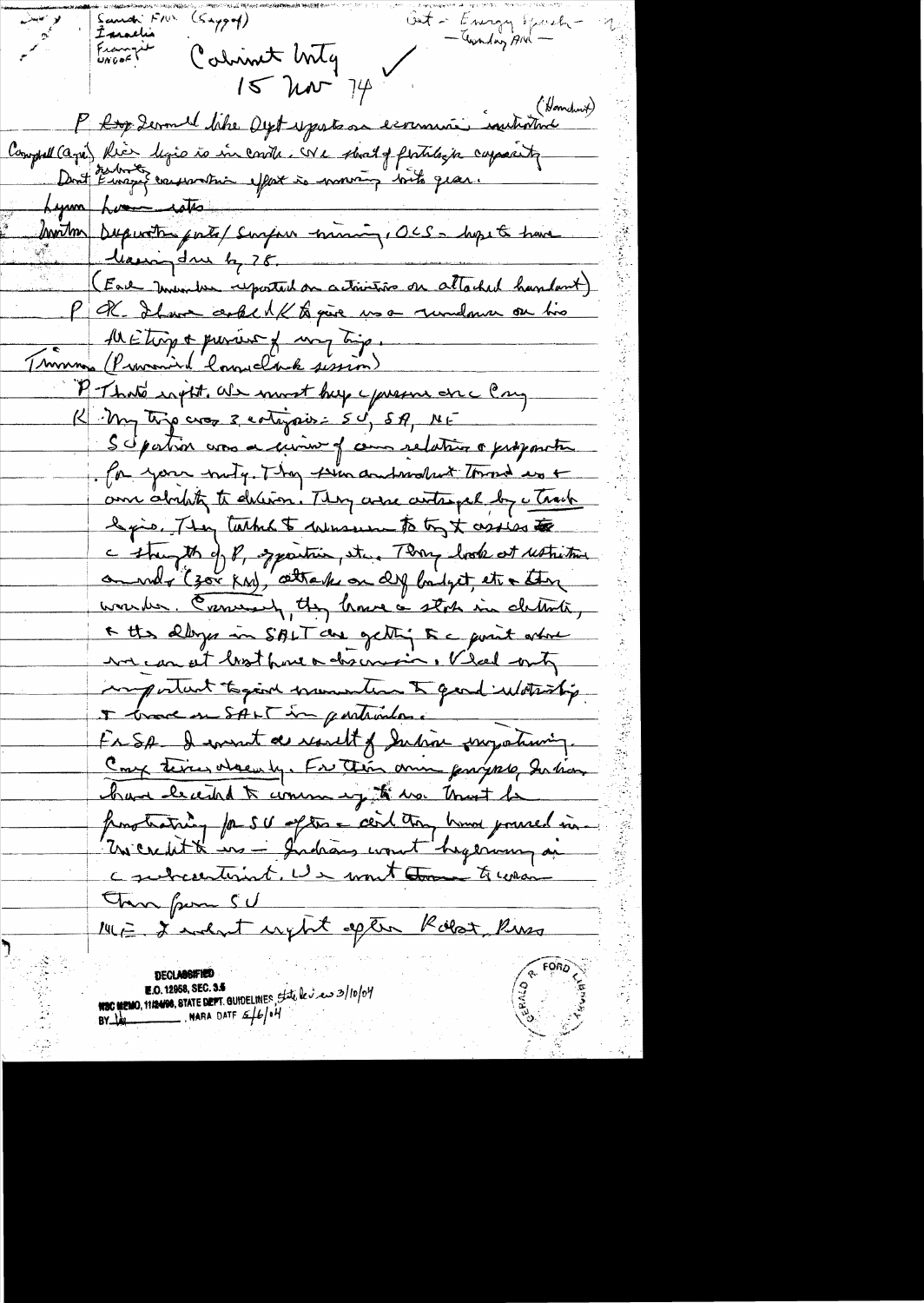Sandi FM (Saggaf)
Israeli
Frangie
UNDOF

Cabinet Mtg ✓
15 Nov 74

Out – Energy speech – Monday AM –

P Roy Ash would like Dept reports on economic initiatives (Handout)

Campbell (Agri) Rice logic is in control. We short of fertilizer capacity
Dent Interior Energy conservation effort is moving into gear.
Lynn housing rates
Morton Deepwater ports / Surface mining, OCS – hope to have leasing done by 78.

(Each member reported on activities on attached handout)

P K. I have asked K to give us a rundown on his ME trip & preview of my trip.

Timmons (Promised Comeback session)

P That's right. We must keep a presence in Cong

K My trip was 3 categories: SU, SA, ME

SU pattern was a review of our relations & preparation for your mtg. They seem ambivalent toward us & our ability to deliver. They were outraged by c Trade legis. They tried to measure to try & assess the strength of P, opposition, etc. They look at restrictive amendts (300 KM), attacks on Def budget, etc & they wonder. Conversely, they have a stake in détente, & the delays in SALT are getting to a point where we can at least have a discussion. Vlad only important to give momentum to good relationship. I brace on SALT in particular.

For SA I went as result of Indian negotiating. Cong tries deeply. For their own purposes, Indians have decided to warm up to us. Must be frustrating for SU after c aid they have poured in. To credit to us – Indians won't hegemony in c subcontinent. We want to wean them from SU

ME. I went right after Rabat Pres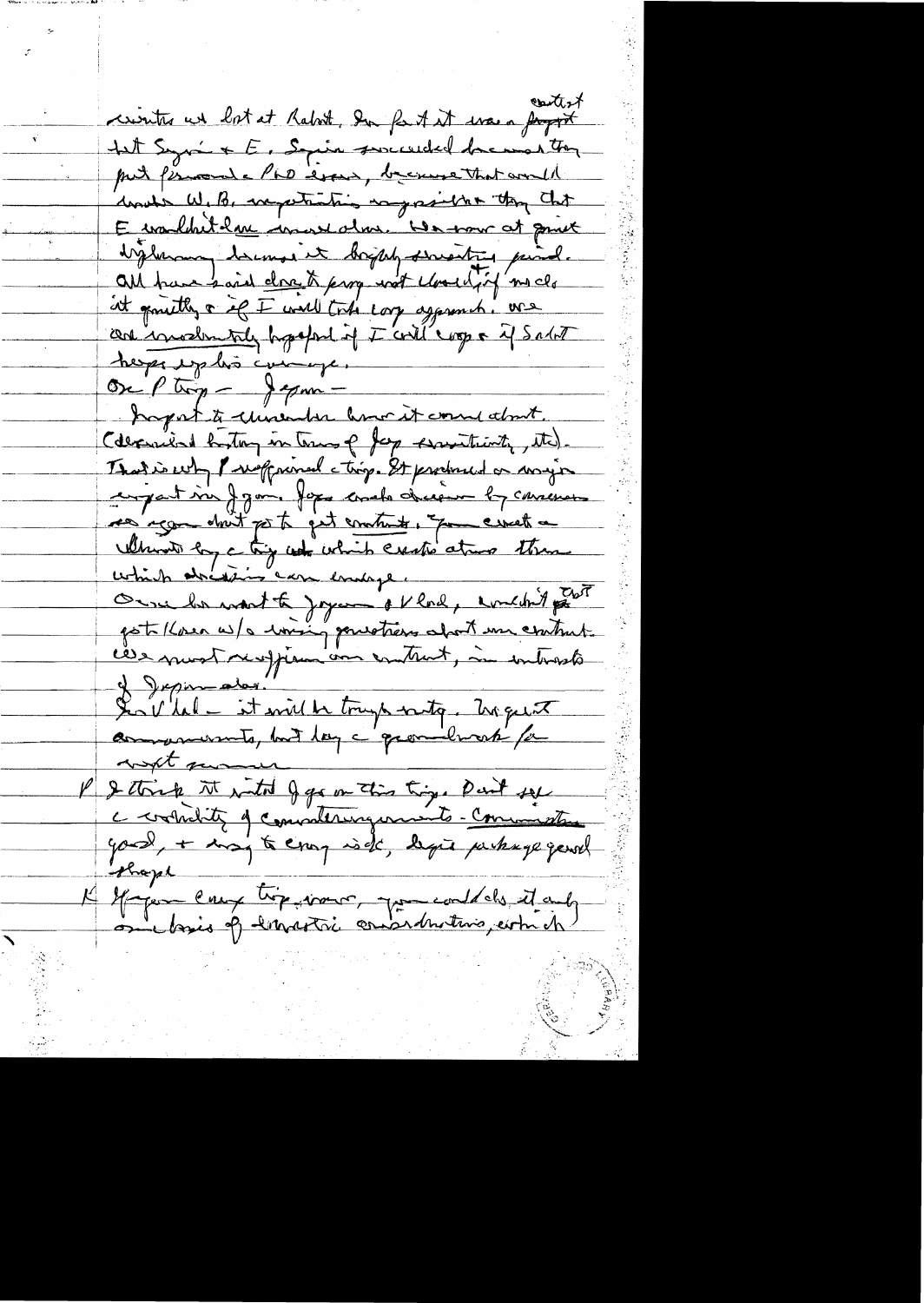ministers we lost at Rabat. In fact it was a [contest] that Syria + E. Syria succeeded because they put forward a PLO issue, because that would make W.B. negotiations impossible + they thought E wouldn't dare move alone. We are now at quiet diplomacy because it highly sensitive period. All have said don't push and closed if no ch in it quietly + if I will take long approach. We are moderately hopeful if I will cooperate + if Sadat keeps up his courage.

On P trip — Japan —

Important to understand how it came about. (Described history in terms of Jap sensitivity, etc.) That is why P reaffirmed trip. It produced a major impact in Japan. Japs made decision by consensus so no one dared to get contacts. You create a climate by a trip which creates atmos then which decisions can emerge.

Once he went to Japan + Vlad, couldn't [get] to Korea w/o raising questions about our contract. We must reaffirm our contract, in interests of Japan also.

In Vlad — it will be tough mtg. We expect announcements, but lay groundwork for next summer.

P I think it wise I go on this trip. Don't see a possibility of counterarguments — Communiqués good, + easy to carry out, begin package geared shape.

K If you carry trip now, you could do it only on basis of domestic considerations, which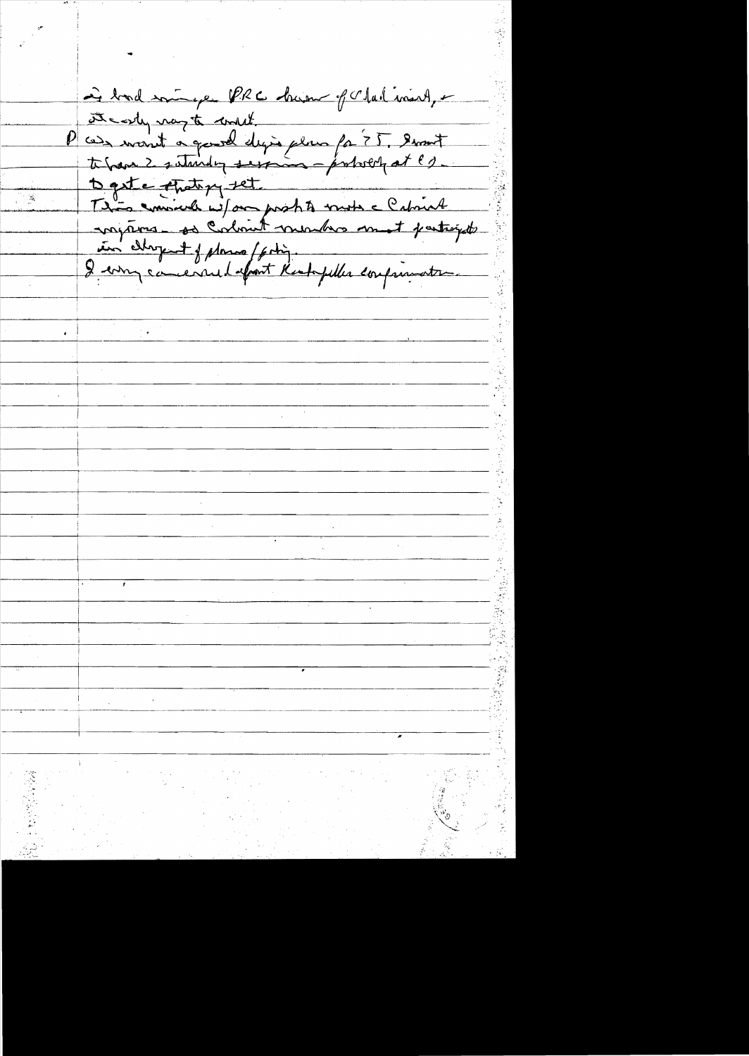is bad image PRC know of (Chad) invest, + it easily ways to want.

P was want a good design plan for 75. Want to have 2 saturday sessions – probably at CD.

D get a strategy set.

This coincide w/ our push to make a Cabinet.

my terms – so Cabinet members must participate in development of plans/policy.

I very concerned about Rockefeller confirmation.